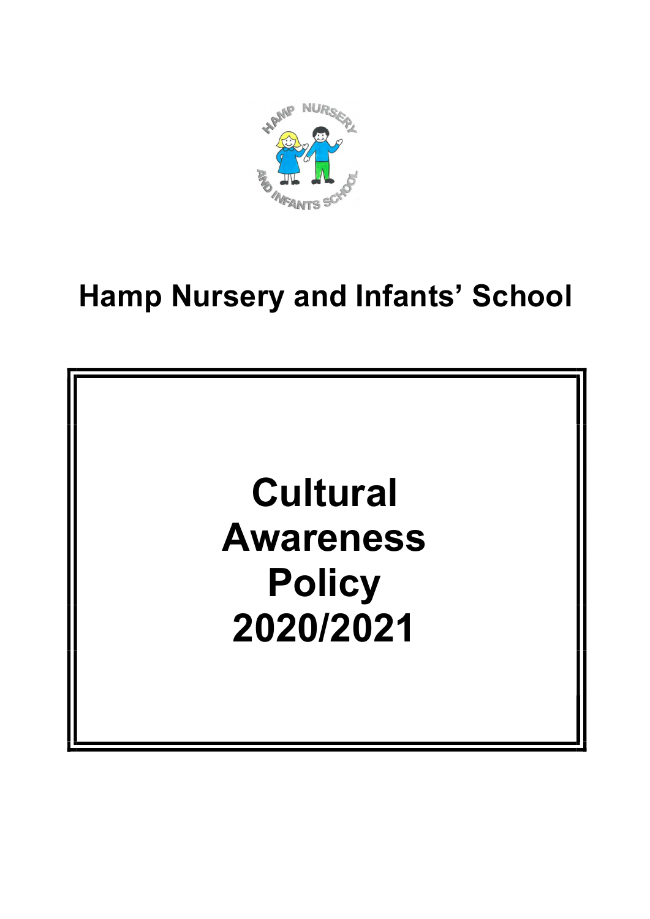# Hamp Nursery and Infants' School

# Cultural Awareness Policy 2020/2021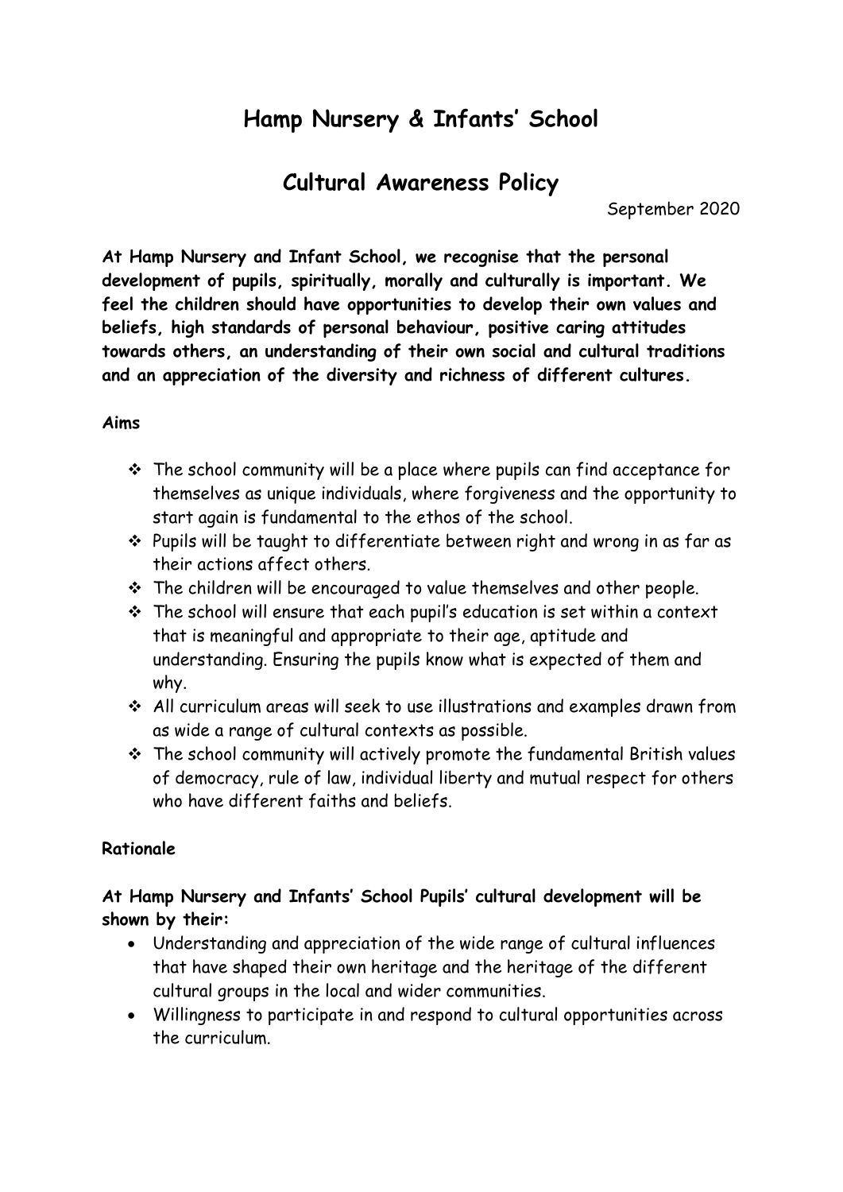# Hamp Nursery & Infants' School

## Cultural Awareness Policy

September 2020

**At Hamp Nursery and Infant School, we recognise that the personal development of pupils, spiritually, morally and culturally is important. We feel the children should have opportunities to develop their own values and beliefs, high standards of personal behaviour, positive caring attitudes towards others, an understanding of their own social and cultural traditions and an appreciation of the diversity and richness of different cultures.**

**Aims**

- The school community will be a place where pupils can find acceptance for themselves as unique individuals, where forgiveness and the opportunity to start again is fundamental to the ethos of the school.
- Pupils will be taught to differentiate between right and wrong in as far as their actions affect others.
- The children will be encouraged to value themselves and other people.
- The school will ensure that each pupil's education is set within a context that is meaningful and appropriate to their age, aptitude and understanding. Ensuring the pupils know what is expected of them and why.
- All curriculum areas will seek to use illustrations and examples drawn from as wide a range of cultural contexts as possible.
- The school community will actively promote the fundamental British values of democracy, rule of law, individual liberty and mutual respect for others who have different faiths and beliefs.

**Rationale**

**At Hamp Nursery and Infants' School Pupils' cultural development will be shown by their:**

- Understanding and appreciation of the wide range of cultural influences that have shaped their own heritage and the heritage of the different cultural groups in the local and wider communities.
- Willingness to participate in and respond to cultural opportunities across the curriculum.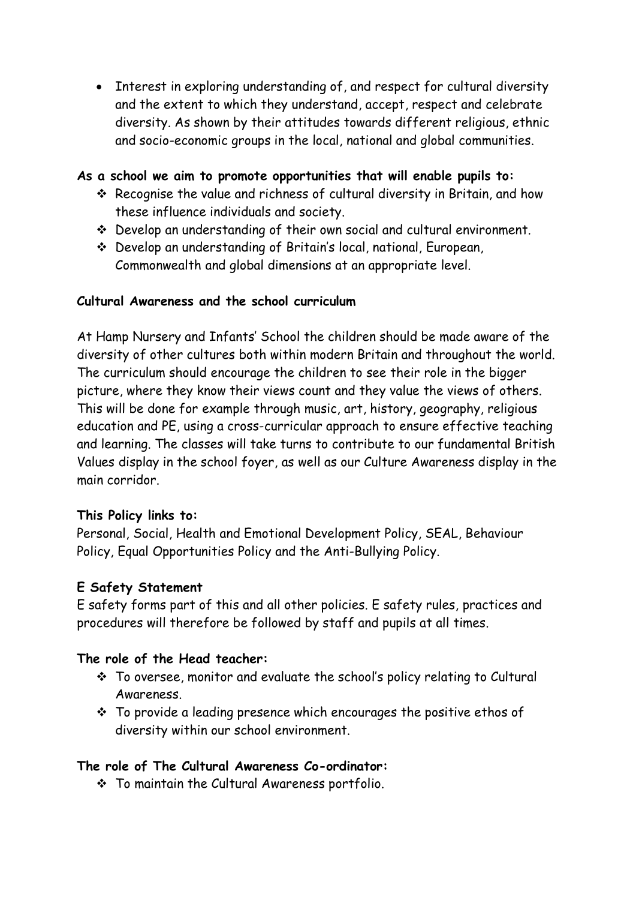- Interest in exploring understanding of, and respect for cultural diversity and the extent to which they understand, accept, respect and celebrate diversity. As shown by their attitudes towards different religious, ethnic and socio-economic groups in the local, national and global communities.

**As a school we aim to promote opportunities that will enable pupils to:**

- Recognise the value and richness of cultural diversity in Britain, and how these influence individuals and society.
- Develop an understanding of their own social and cultural environment.
- Develop an understanding of Britain's local, national, European, Commonwealth and global dimensions at an appropriate level.

**Cultural Awareness and the school curriculum**

At Hamp Nursery and Infants' School the children should be made aware of the diversity of other cultures both within modern Britain and throughout the world. The curriculum should encourage the children to see their role in the bigger picture, where they know their views count and they value the views of others. This will be done for example through music, art, history, geography, religious education and PE, using a cross-curricular approach to ensure effective teaching and learning. The classes will take turns to contribute to our fundamental British Values display in the school foyer, as well as our Culture Awareness display in the main corridor.

**This Policy links to:**

Personal, Social, Health and Emotional Development Policy, SEAL, Behaviour Policy, Equal Opportunities Policy and the Anti-Bullying Policy.

**E Safety Statement**

E safety forms part of this and all other policies. E safety rules, practices and procedures will therefore be followed by staff and pupils at all times.

**The role of the Head teacher:**

- To oversee, monitor and evaluate the school's policy relating to Cultural Awareness.
- To provide a leading presence which encourages the positive ethos of diversity within our school environment.

**The role of The Cultural Awareness Co-ordinator:**

- To maintain the Cultural Awareness portfolio.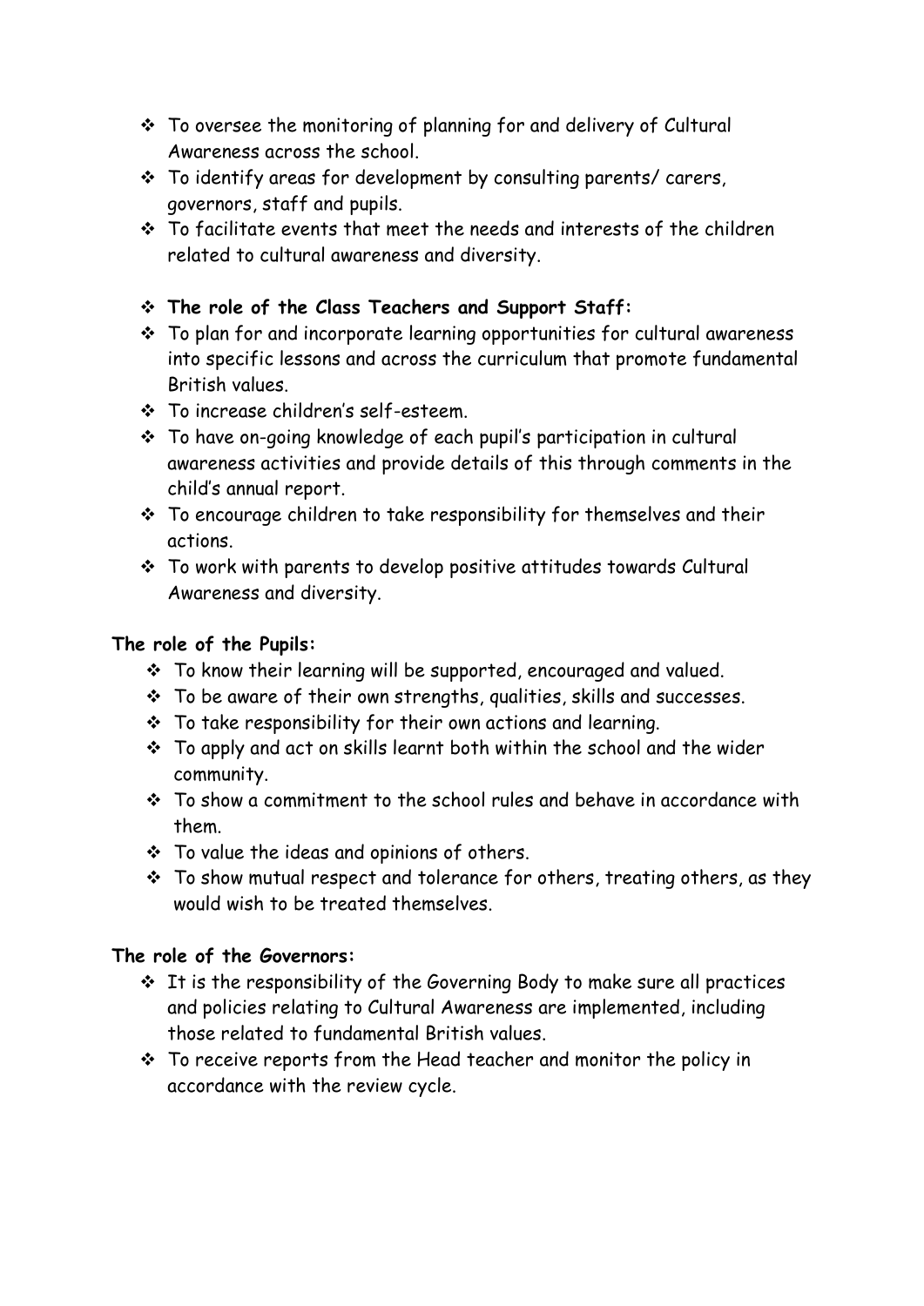- To oversee the monitoring of planning for and delivery of Cultural Awareness across the school.
- To identify areas for development by consulting parents/ carers, governors, staff and pupils.
- To facilitate events that meet the needs and interests of the children related to cultural awareness and diversity.

- **The role of the Class Teachers and Support Staff:**
- To plan for and incorporate learning opportunities for cultural awareness into specific lessons and across the curriculum that promote fundamental British values.
- To increase children's self-esteem.
- To have on-going knowledge of each pupil's participation in cultural awareness activities and provide details of this through comments in the child's annual report.
- To encourage children to take responsibility for themselves and their actions.
- To work with parents to develop positive attitudes towards Cultural Awareness and diversity.

**The role of the Pupils:**

- To know their learning will be supported, encouraged and valued.
- To be aware of their own strengths, qualities, skills and successes.
- To take responsibility for their own actions and learning.
- To apply and act on skills learnt both within the school and the wider community.
- To show a commitment to the school rules and behave in accordance with them.
- To value the ideas and opinions of others.
- To show mutual respect and tolerance for others, treating others, as they would wish to be treated themselves.

**The role of the Governors:**

- It is the responsibility of the Governing Body to make sure all practices and policies relating to Cultural Awareness are implemented, including those related to fundamental British values.
- To receive reports from the Head teacher and monitor the policy in accordance with the review cycle.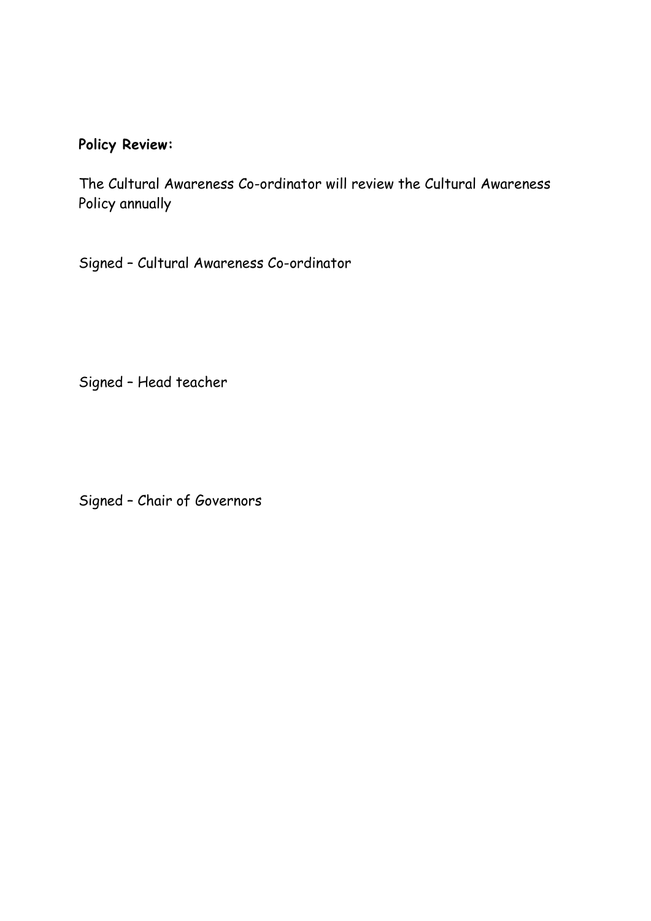**Policy Review:**

The Cultural Awareness Co-ordinator will review the Cultural Awareness Policy annually

Signed – Cultural Awareness Co-ordinator

Signed – Head teacher

Signed – Chair of Governors